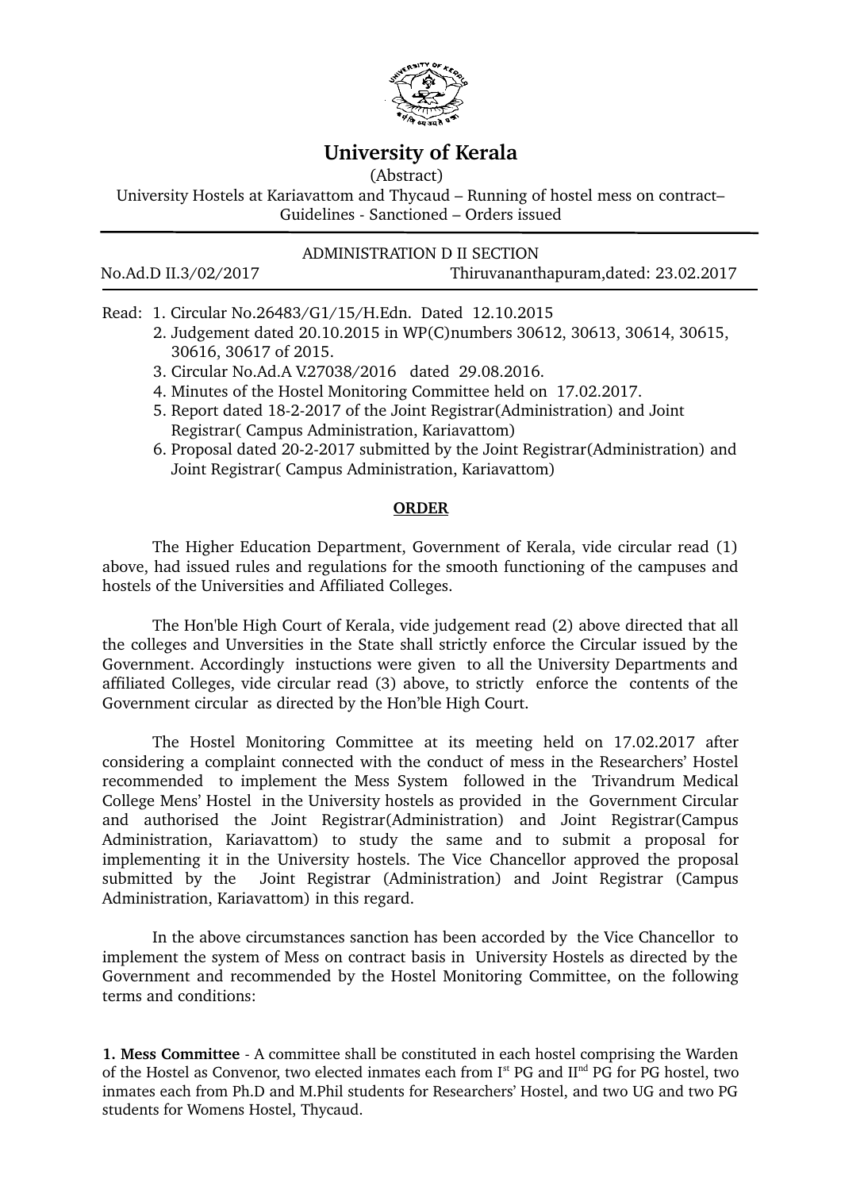# University of Kerala

(Abstract)

University Hostels at Kariavattom and Thycaud – Running of hostel mess on contract– Guidelines - Sanctioned – Orders issued

---

ADMINISTRATION D II SECTION

No.Ad.D II.3/02/2017 Thiruvananthapuram,dated: 23.02.2017

---

Read: 1. Circular No.26483/G1/15/H.Edn. Dated 12.10.2015
2. Judgement dated 20.10.2015 in WP(C)numbers 30612, 30613, 30614, 30615, 30616, 30617 of 2015.
3. Circular No.Ad.A V.27038/2016 dated 29.08.2016.
4. Minutes of the Hostel Monitoring Committee held on 17.02.2017.
5. Report dated 18-2-2017 of the Joint Registrar(Administration) and Joint Registrar( Campus Administration, Kariavattom)
6. Proposal dated 20-2-2017 submitted by the Joint Registrar(Administration) and Joint Registrar( Campus Administration, Kariavattom)

## ORDER

The Higher Education Department, Government of Kerala, vide circular read (1) above, had issued rules and regulations for the smooth functioning of the campuses and hostels of the Universities and Affiliated Colleges.

The Hon'ble High Court of Kerala, vide judgement read (2) above directed that all the colleges and Unversities in the State shall strictly enforce the Circular issued by the Government. Accordingly instuctions were given to all the University Departments and affiliated Colleges, vide circular read (3) above, to strictly enforce the contents of the Government circular as directed by the Hon'ble High Court.

The Hostel Monitoring Committee at its meeting held on 17.02.2017 after considering a complaint connected with the conduct of mess in the Researchers' Hostel recommended to implement the Mess System followed in the Trivandrum Medical College Mens' Hostel in the University hostels as provided in the Government Circular and authorised the Joint Registrar(Administration) and Joint Registrar(Campus Administration, Kariavattom) to study the same and to submit a proposal for implementing it in the University hostels. The Vice Chancellor approved the proposal submitted by the Joint Registrar (Administration) and Joint Registrar (Campus Administration, Kariavattom) in this regard.

In the above circumstances sanction has been accorded by the Vice Chancellor to implement the system of Mess on contract basis in University Hostels as directed by the Government and recommended by the Hostel Monitoring Committee, on the following terms and conditions:

**1. Mess Committee** - A committee shall be constituted in each hostel comprising the Warden of the Hostel as Convenor, two elected inmates each from Ist PG and IInd PG for PG hostel, two inmates each from Ph.D and M.Phil students for Researchers' Hostel, and two UG and two PG students for Womens Hostel, Thycaud.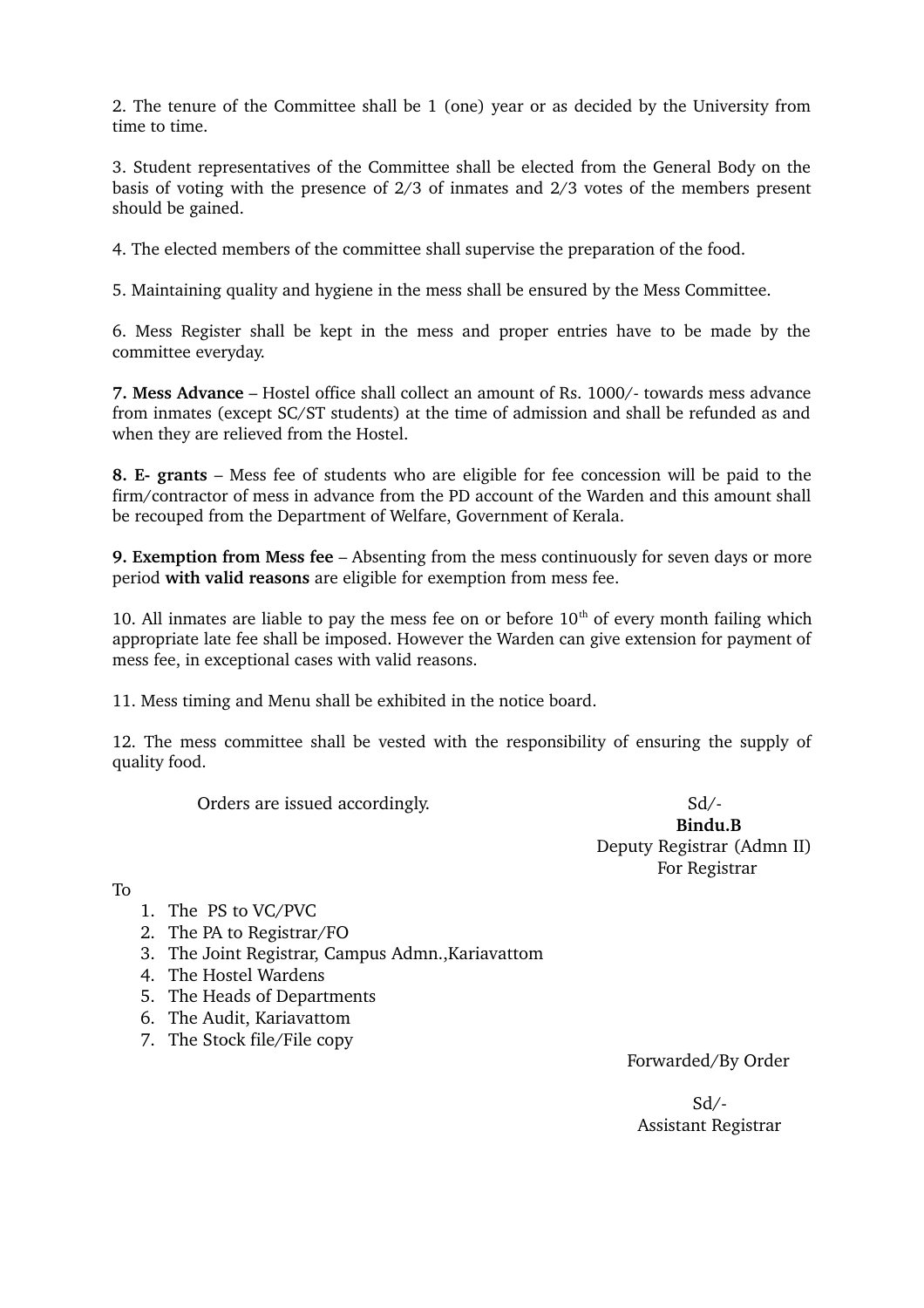2. The tenure of the Committee shall be 1 (one) year or as decided by the University from time to time.

3. Student representatives of the Committee shall be elected from the General Body on the basis of voting with the presence of 2/3 of inmates and 2/3 votes of the members present should be gained.

4. The elected members of the committee shall supervise the preparation of the food.

5. Maintaining quality and hygiene in the mess shall be ensured by the Mess Committee.

6. Mess Register shall be kept in the mess and proper entries have to be made by the committee everyday.

**7. Mess Advance** – Hostel office shall collect an amount of Rs. 1000/- towards mess advance from inmates (except SC/ST students) at the time of admission and shall be refunded as and when they are relieved from the Hostel.

**8. E- grants** – Mess fee of students who are eligible for fee concession will be paid to the firm/contractor of mess in advance from the PD account of the Warden and this amount shall be recouped from the Department of Welfare, Government of Kerala.

**9. Exemption from Mess fee** – Absenting from the mess continuously for seven days or more period **with valid reasons** are eligible for exemption from mess fee.

10. All inmates are liable to pay the mess fee on or before 10th of every month failing which appropriate late fee shall be imposed. However the Warden can give extension for payment of mess fee, in exceptional cases with valid reasons.

11. Mess timing and Menu shall be exhibited in the notice board.

12. The mess committee shall be vested with the responsibility of ensuring the supply of quality food.

Orders are issued accordingly.

Sd/-
**Bindu.B**
Deputy Registrar (Admn II)
For Registrar

To

1. The PS to VC/PVC
2. The PA to Registrar/FO
3. The Joint Registrar, Campus Admn.,Kariavattom
4. The Hostel Wardens
5. The Heads of Departments
6. The Audit, Kariavattom
7. The Stock file/File copy

Forwarded/By Order

Sd/-
Assistant Registrar